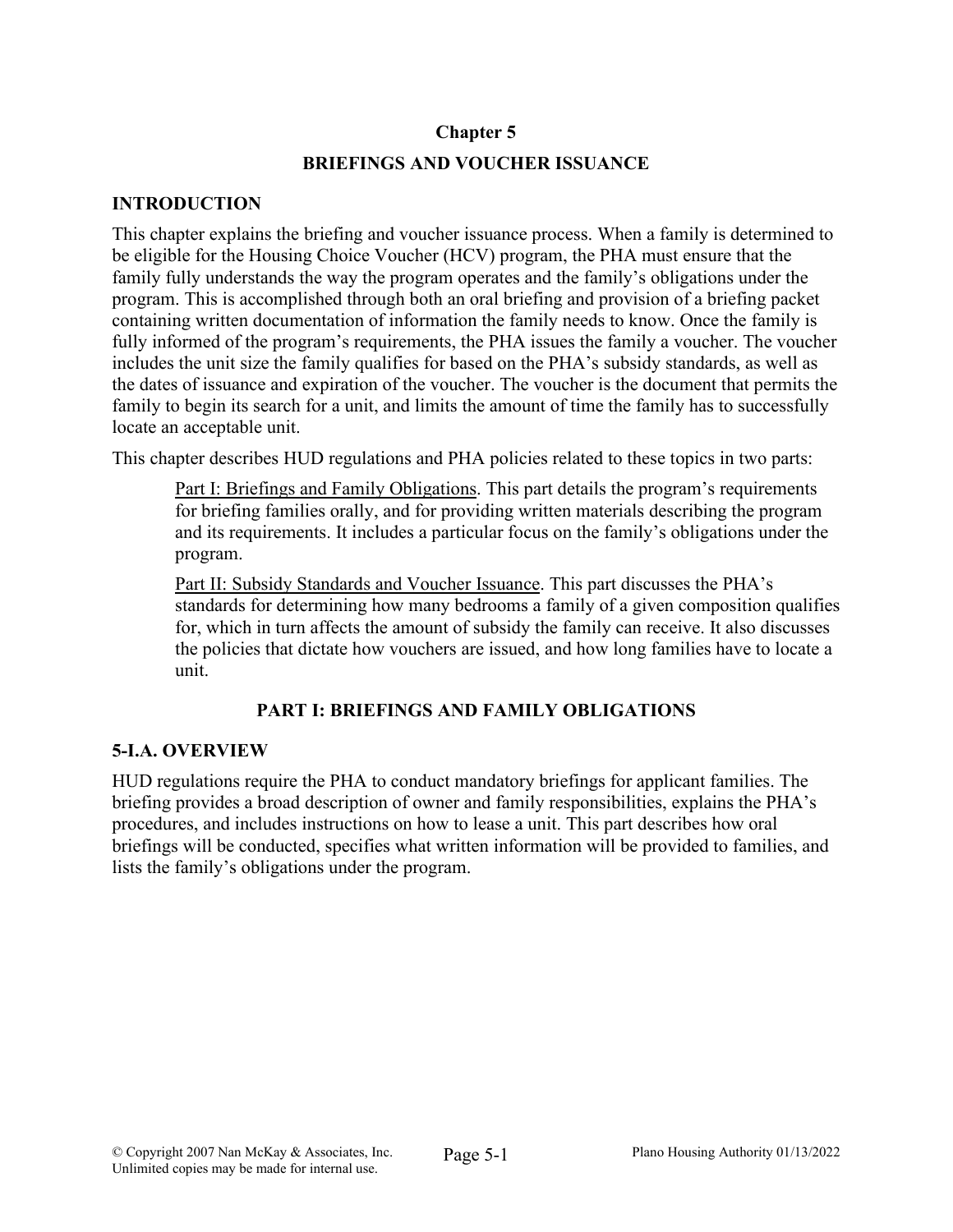# Chapter 5

## BRIEFINGS AND VOUCHER ISSUANCE

### INTRODUCTION

This chapter explains the briefing and voucher issuance process. When a family is determined to be eligible for the Housing Choice Voucher (HCV) program, the PHA must ensure that the family fully understands the way the program operates and the family's obligations under the program. This is accomplished through both an oral briefing and provision of a briefing packet containing written documentation of information the family needs to know. Once the family is fully informed of the program's requirements, the PHA issues the family a voucher. The voucher includes the unit size the family qualifies for based on the PHA's subsidy standards, as well as the dates of issuance and expiration of the voucher. The voucher is the document that permits the family to begin its search for a unit, and limits the amount of time the family has to successfully locate an acceptable unit.

This chapter describes HUD regulations and PHA policies related to these topics in two parts:

> Part I: Briefings and Family Obligations. This part details the program's requirements for briefing families orally, and for providing written materials describing the program and its requirements. It includes a particular focus on the family's obligations under the program.
>
> Part II: Subsidy Standards and Voucher Issuance. This part discusses the PHA's standards for determining how many bedrooms a family of a given composition qualifies for, which in turn affects the amount of subsidy the family can receive. It also discusses the policies that dictate how vouchers are issued, and how long families have to locate a unit.

## PART I: BRIEFINGS AND FAMILY OBLIGATIONS

### 5-I.A. OVERVIEW

HUD regulations require the PHA to conduct mandatory briefings for applicant families. The briefing provides a broad description of owner and family responsibilities, explains the PHA's procedures, and includes instructions on how to lease a unit. This part describes how oral briefings will be conducted, specifies what written information will be provided to families, and lists the family's obligations under the program.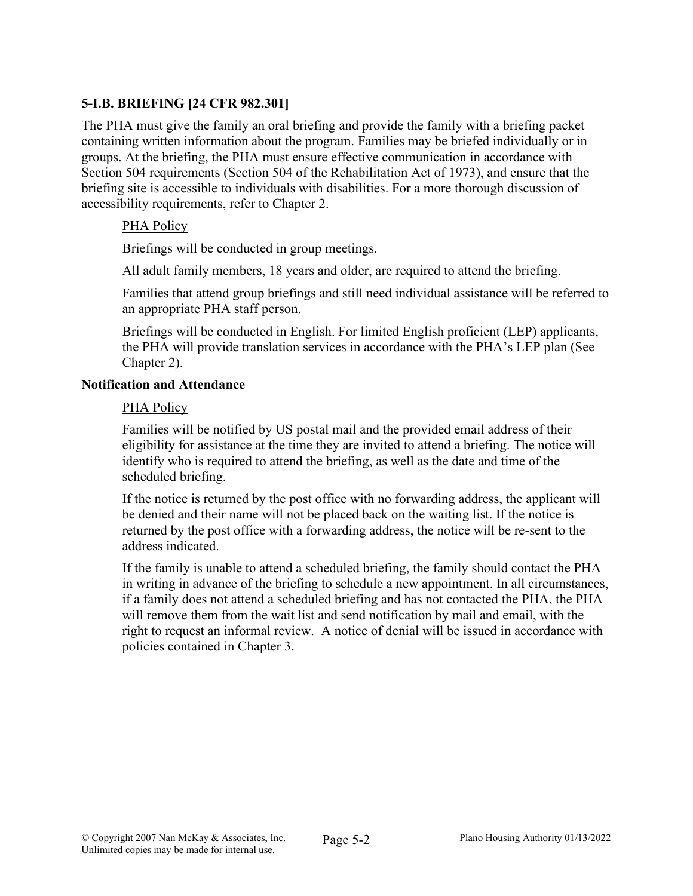### 5-I.B. BRIEFING [24 CFR 982.301]

The PHA must give the family an oral briefing and provide the family with a briefing packet containing written information about the program. Families may be briefed individually or in groups. At the briefing, the PHA must ensure effective communication in accordance with Section 504 requirements (Section 504 of the Rehabilitation Act of 1973), and ensure that the briefing site is accessible to individuals with disabilities. For a more thorough discussion of accessibility requirements, refer to Chapter 2.

> PHA Policy
>
> Briefings will be conducted in group meetings.
>
> All adult family members, 18 years and older, are required to attend the briefing.
>
> Families that attend group briefings and still need individual assistance will be referred to an appropriate PHA staff person.
>
> Briefings will be conducted in English. For limited English proficient (LEP) applicants, the PHA will provide translation services in accordance with the PHA's LEP plan (See Chapter 2).

**Notification and Attendance**

> PHA Policy
>
> Families will be notified by US postal mail and the provided email address of their eligibility for assistance at the time they are invited to attend a briefing. The notice will identify who is required to attend the briefing, as well as the date and time of the scheduled briefing.
>
> If the notice is returned by the post office with no forwarding address, the applicant will be denied and their name will not be placed back on the waiting list. If the notice is returned by the post office with a forwarding address, the notice will be re-sent to the address indicated.
>
> If the family is unable to attend a scheduled briefing, the family should contact the PHA in writing in advance of the briefing to schedule a new appointment. In all circumstances, if a family does not attend a scheduled briefing and has not contacted the PHA, the PHA will remove them from the wait list and send notification by mail and email, with the right to request an informal review. A notice of denial will be issued in accordance with policies contained in Chapter 3.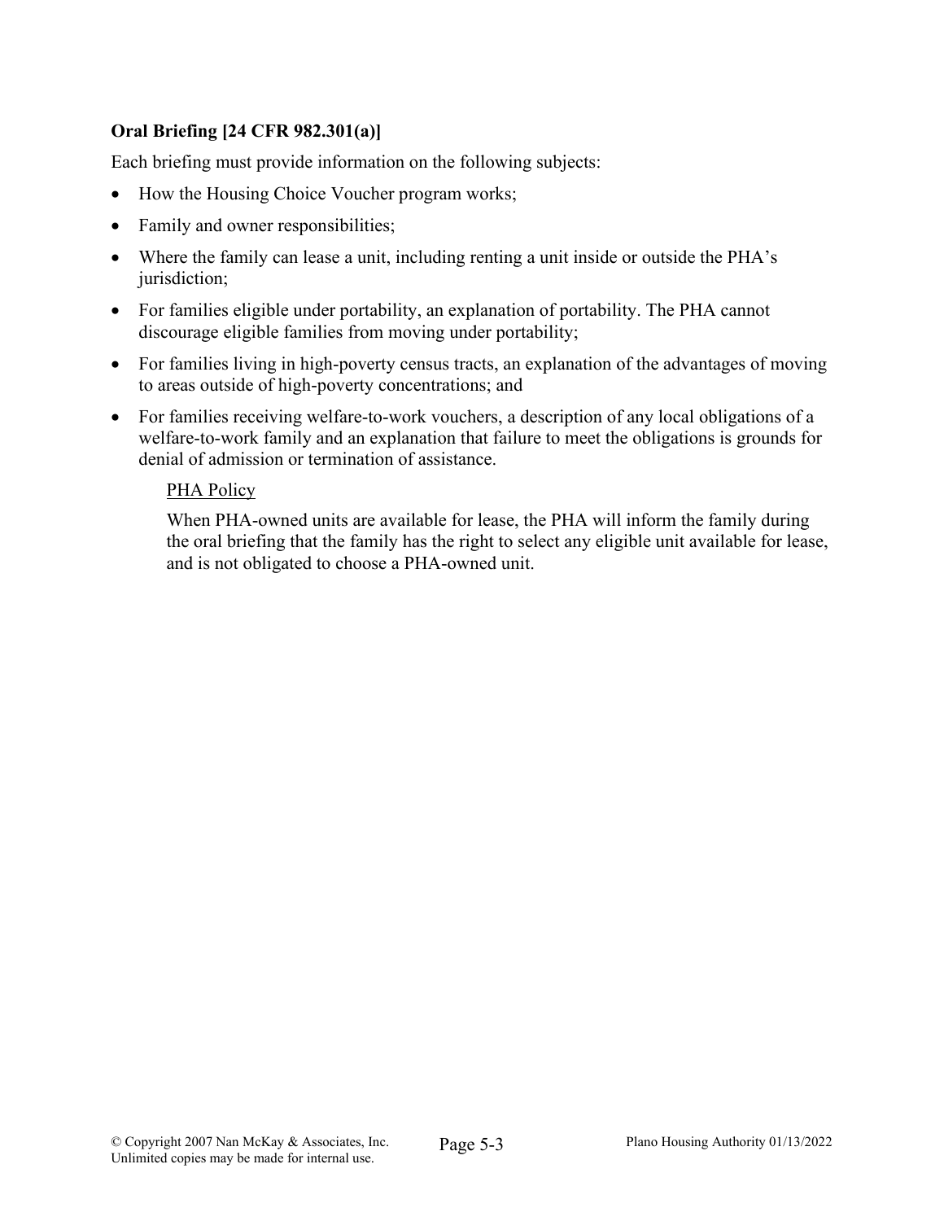**Oral Briefing [24 CFR 982.301(a)]**

Each briefing must provide information on the following subjects:

- How the Housing Choice Voucher program works;
- Family and owner responsibilities;
- Where the family can lease a unit, including renting a unit inside or outside the PHA's jurisdiction;
- For families eligible under portability, an explanation of portability. The PHA cannot discourage eligible families from moving under portability;
- For families living in high-poverty census tracts, an explanation of the advantages of moving to areas outside of high-poverty concentrations; and
- For families receiving welfare-to-work vouchers, a description of any local obligations of a welfare-to-work family and an explanation that failure to meet the obligations is grounds for denial of admission or termination of assistance.

PHA Policy

When PHA-owned units are available for lease, the PHA will inform the family during the oral briefing that the family has the right to select any eligible unit available for lease, and is not obligated to choose a PHA-owned unit.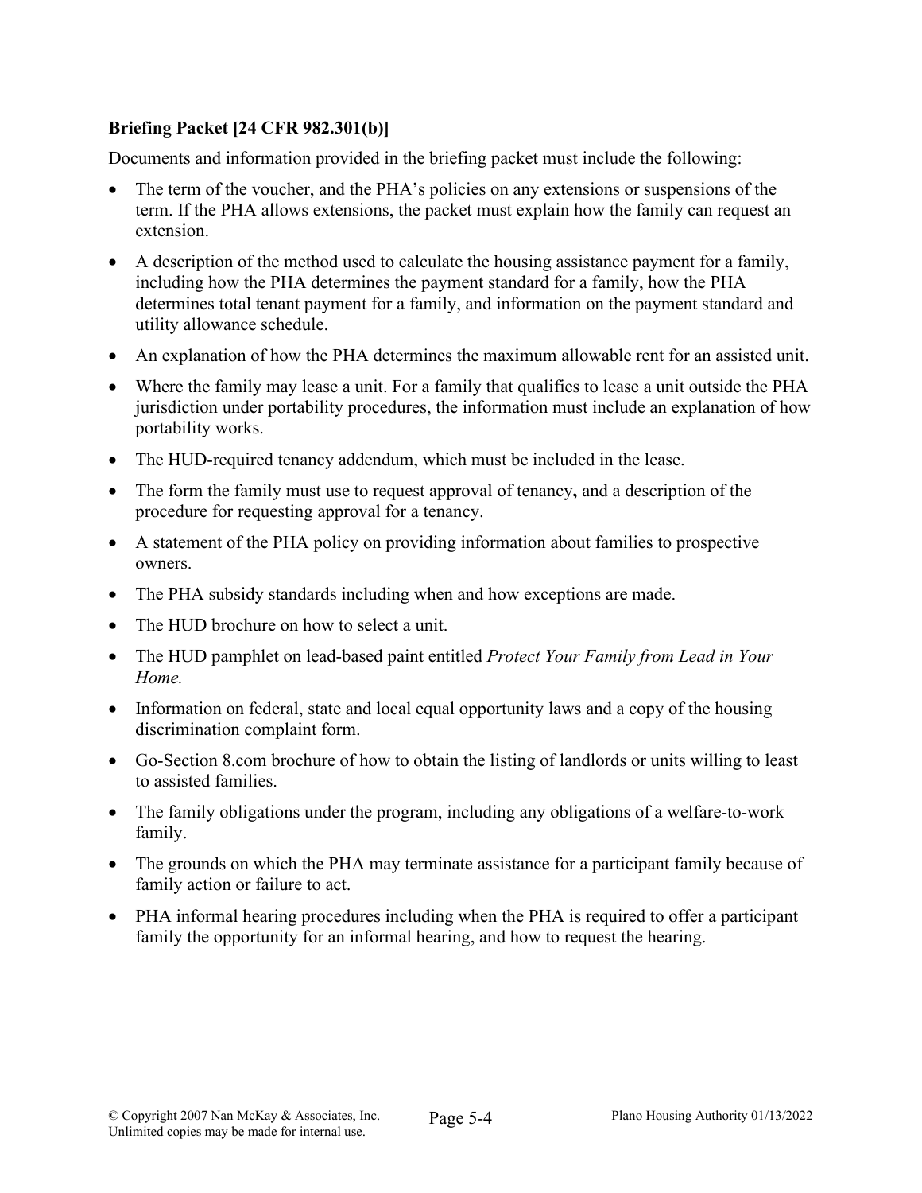**Briefing Packet [24 CFR 982.301(b)]**

Documents and information provided in the briefing packet must include the following:

- The term of the voucher, and the PHA's policies on any extensions or suspensions of the term. If the PHA allows extensions, the packet must explain how the family can request an extension.
- A description of the method used to calculate the housing assistance payment for a family, including how the PHA determines the payment standard for a family, how the PHA determines total tenant payment for a family, and information on the payment standard and utility allowance schedule.
- An explanation of how the PHA determines the maximum allowable rent for an assisted unit.
- Where the family may lease a unit. For a family that qualifies to lease a unit outside the PHA jurisdiction under portability procedures, the information must include an explanation of how portability works.
- The HUD-required tenancy addendum, which must be included in the lease.
- The form the family must use to request approval of tenancy**,** and a description of the procedure for requesting approval for a tenancy.
- A statement of the PHA policy on providing information about families to prospective owners.
- The PHA subsidy standards including when and how exceptions are made.
- The HUD brochure on how to select a unit.
- The HUD pamphlet on lead-based paint entitled *Protect Your Family from Lead in Your Home.*
- Information on federal, state and local equal opportunity laws and a copy of the housing discrimination complaint form.
- Go-Section 8.com brochure of how to obtain the listing of landlords or units willing to least to assisted families.
- The family obligations under the program, including any obligations of a welfare-to-work family.
- The grounds on which the PHA may terminate assistance for a participant family because of family action or failure to act.
- PHA informal hearing procedures including when the PHA is required to offer a participant family the opportunity for an informal hearing, and how to request the hearing.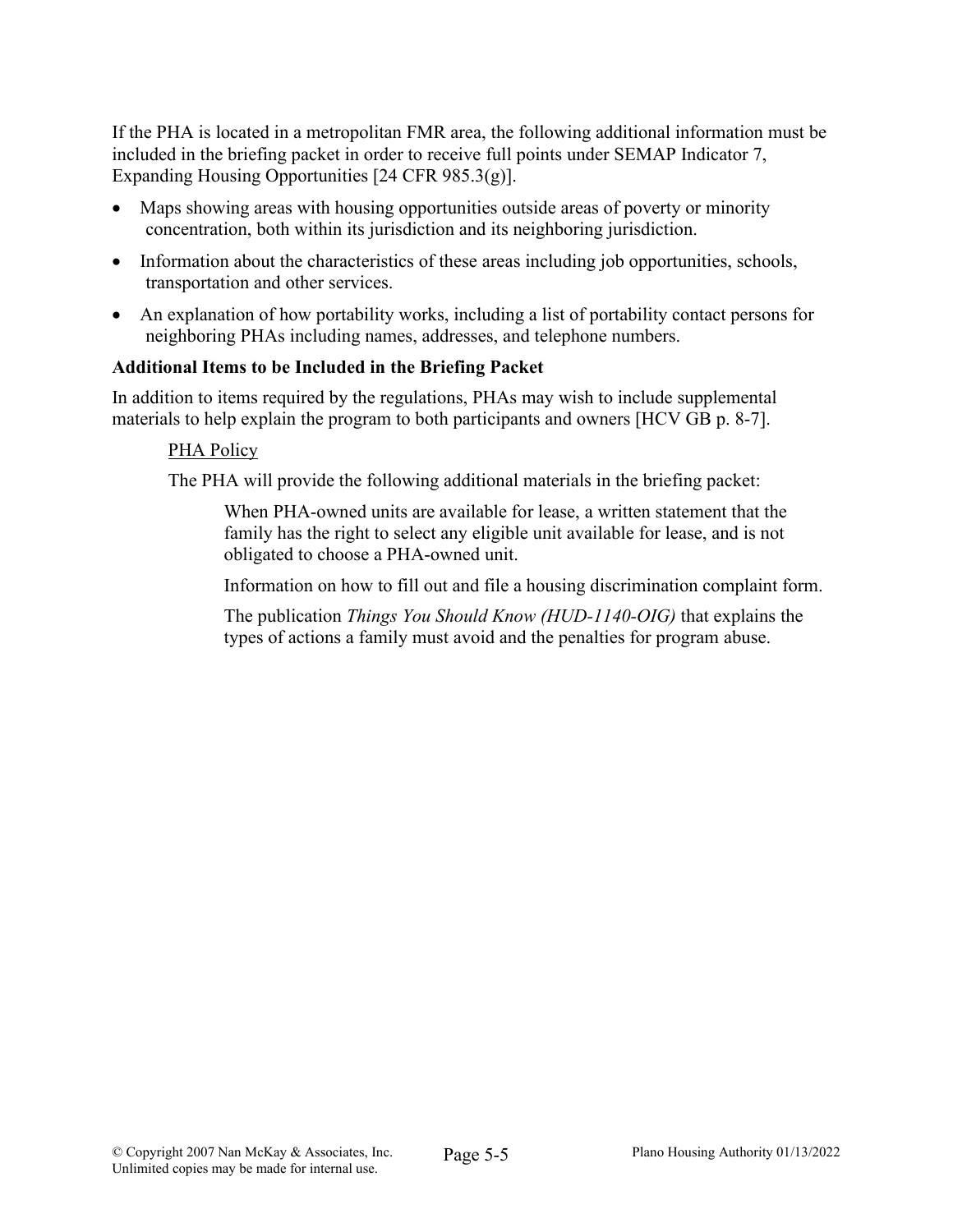If the PHA is located in a metropolitan FMR area, the following additional information must be included in the briefing packet in order to receive full points under SEMAP Indicator 7, Expanding Housing Opportunities [24 CFR 985.3(g)].

- Maps showing areas with housing opportunities outside areas of poverty or minority concentration, both within its jurisdiction and its neighboring jurisdiction.
- Information about the characteristics of these areas including job opportunities, schools, transportation and other services.
- An explanation of how portability works, including a list of portability contact persons for neighboring PHAs including names, addresses, and telephone numbers.

**Additional Items to be Included in the Briefing Packet**

In addition to items required by the regulations, PHAs may wish to include supplemental materials to help explain the program to both participants and owners [HCV GB p. 8-7].

PHA Policy

The PHA will provide the following additional materials in the briefing packet:

When PHA-owned units are available for lease, a written statement that the family has the right to select any eligible unit available for lease, and is not obligated to choose a PHA-owned unit.

Information on how to fill out and file a housing discrimination complaint form.

The publication *Things You Should Know (HUD-1140-OIG)* that explains the types of actions a family must avoid and the penalties for program abuse.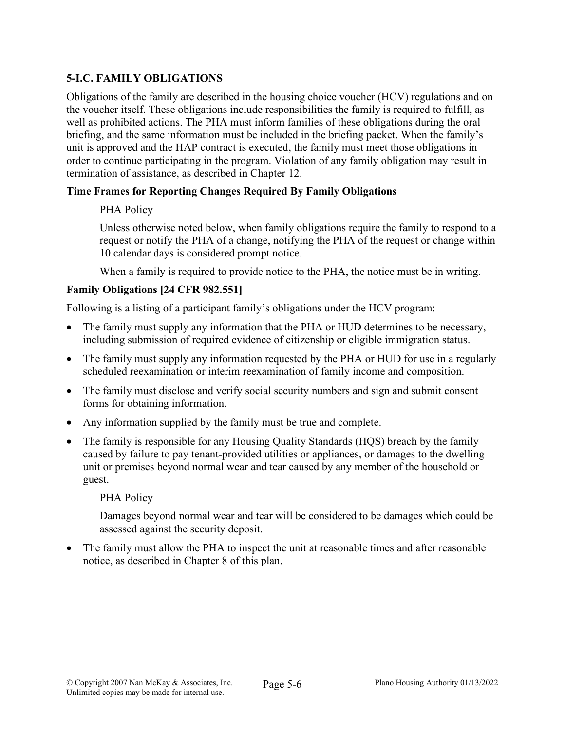### 5-I.C. FAMILY OBLIGATIONS

Obligations of the family are described in the housing choice voucher (HCV) regulations and on the voucher itself. These obligations include responsibilities the family is required to fulfill, as well as prohibited actions. The PHA must inform families of these obligations during the oral briefing, and the same information must be included in the briefing packet. When the family's unit is approved and the HAP contract is executed, the family must meet those obligations in order to continue participating in the program. Violation of any family obligation may result in termination of assistance, as described in Chapter 12.

**Time Frames for Reporting Changes Required By Family Obligations**

> PHA Policy
>
> Unless otherwise noted below, when family obligations require the family to respond to a request or notify the PHA of a change, notifying the PHA of the request or change within 10 calendar days is considered prompt notice.
>
> When a family is required to provide notice to the PHA, the notice must be in writing.

**Family Obligations [24 CFR 982.551]**

Following is a listing of a participant family's obligations under the HCV program:

- The family must supply any information that the PHA or HUD determines to be necessary, including submission of required evidence of citizenship or eligible immigration status.
- The family must supply any information requested by the PHA or HUD for use in a regularly scheduled reexamination or interim reexamination of family income and composition.
- The family must disclose and verify social security numbers and sign and submit consent forms for obtaining information.
- Any information supplied by the family must be true and complete.
- The family is responsible for any Housing Quality Standards (HQS) breach by the family caused by failure to pay tenant-provided utilities or appliances, or damages to the dwelling unit or premises beyond normal wear and tear caused by any member of the household or guest.

  > PHA Policy
  >
  > Damages beyond normal wear and tear will be considered to be damages which could be assessed against the security deposit.

- The family must allow the PHA to inspect the unit at reasonable times and after reasonable notice, as described in Chapter 8 of this plan.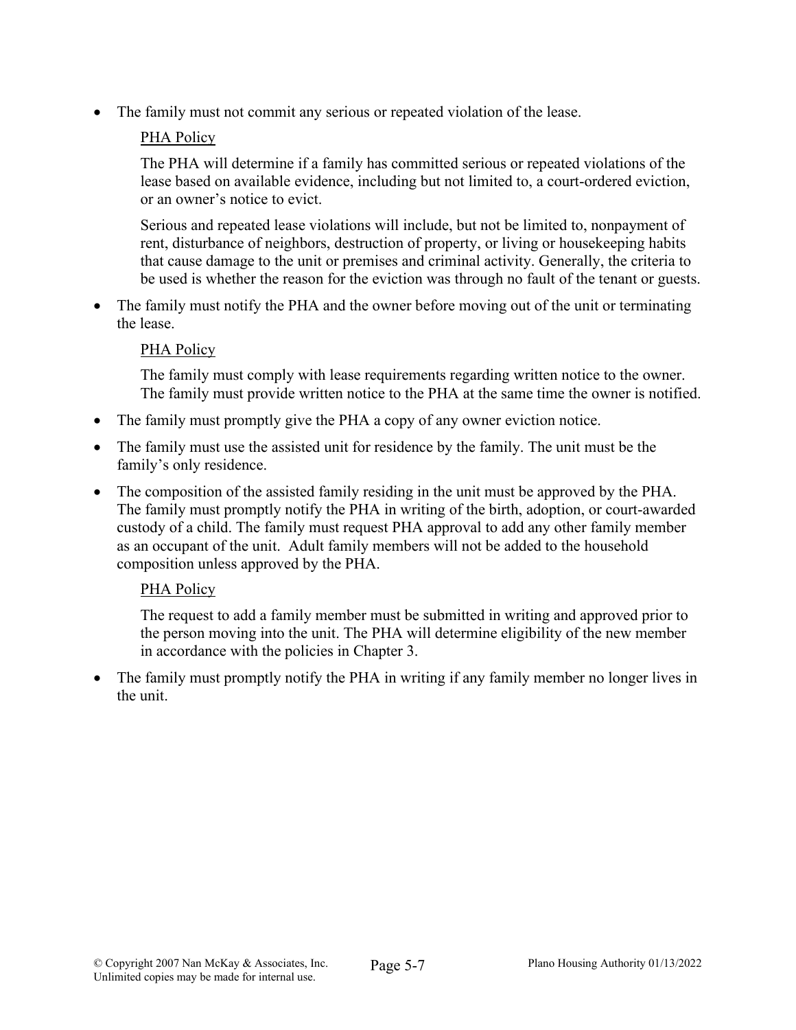- The family must not commit any serious or repeated violation of the lease.

  PHA Policy

  The PHA will determine if a family has committed serious or repeated violations of the lease based on available evidence, including but not limited to, a court-ordered eviction, or an owner's notice to evict.

  Serious and repeated lease violations will include, but not be limited to, nonpayment of rent, disturbance of neighbors, destruction of property, or living or housekeeping habits that cause damage to the unit or premises and criminal activity. Generally, the criteria to be used is whether the reason for the eviction was through no fault of the tenant or guests.

- The family must notify the PHA and the owner before moving out of the unit or terminating the lease.

  PHA Policy

  The family must comply with lease requirements regarding written notice to the owner. The family must provide written notice to the PHA at the same time the owner is notified.

- The family must promptly give the PHA a copy of any owner eviction notice.
- The family must use the assisted unit for residence by the family. The unit must be the family's only residence.
- The composition of the assisted family residing in the unit must be approved by the PHA. The family must promptly notify the PHA in writing of the birth, adoption, or court-awarded custody of a child. The family must request PHA approval to add any other family member as an occupant of the unit. Adult family members will not be added to the household composition unless approved by the PHA.

  PHA Policy

  The request to add a family member must be submitted in writing and approved prior to the person moving into the unit. The PHA will determine eligibility of the new member in accordance with the policies in Chapter 3.

- The family must promptly notify the PHA in writing if any family member no longer lives in the unit.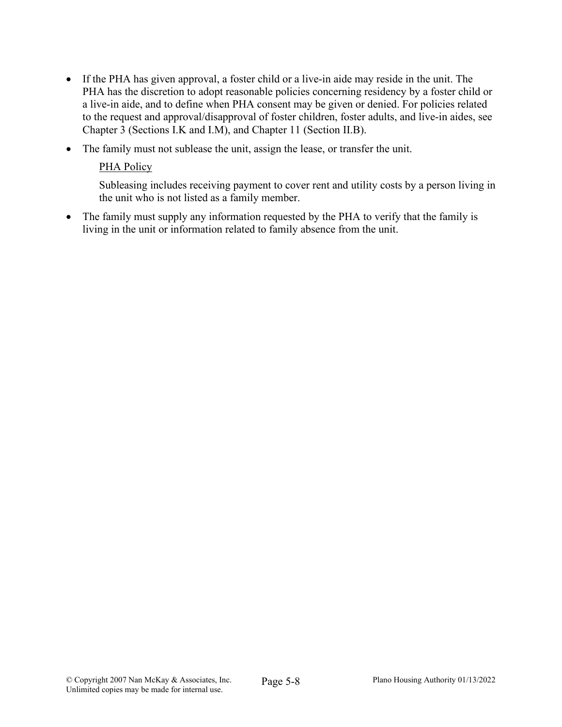- If the PHA has given approval, a foster child or a live-in aide may reside in the unit. The PHA has the discretion to adopt reasonable policies concerning residency by a foster child or a live-in aide, and to define when PHA consent may be given or denied. For policies related to the request and approval/disapproval of foster children, foster adults, and live-in aides, see Chapter 3 (Sections I.K and I.M), and Chapter 11 (Section II.B).
- The family must not sublease the unit, assign the lease, or transfer the unit.

  <u>PHA Policy</u>

  Subleasing includes receiving payment to cover rent and utility costs by a person living in the unit who is not listed as a family member.

- The family must supply any information requested by the PHA to verify that the family is living in the unit or information related to family absence from the unit.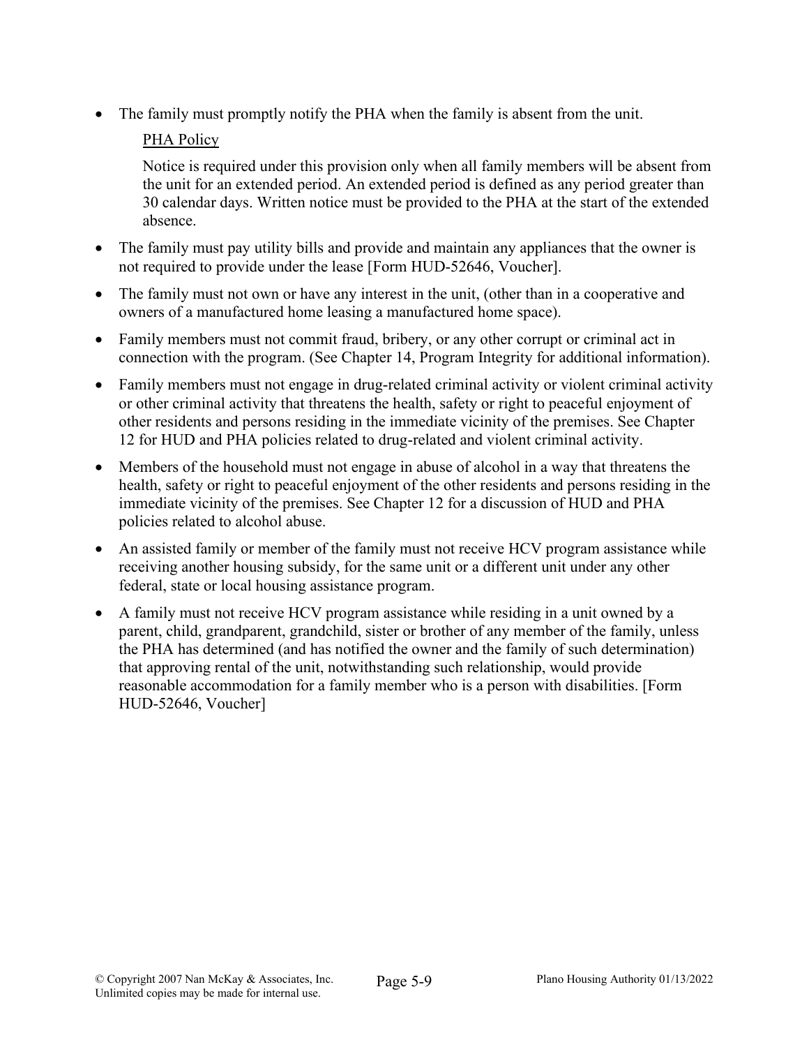- The family must promptly notify the PHA when the family is absent from the unit.

  PHA Policy

  Notice is required under this provision only when all family members will be absent from the unit for an extended period. An extended period is defined as any period greater than 30 calendar days. Written notice must be provided to the PHA at the start of the extended absence.

- The family must pay utility bills and provide and maintain any appliances that the owner is not required to provide under the lease [Form HUD-52646, Voucher].

- The family must not own or have any interest in the unit, (other than in a cooperative and owners of a manufactured home leasing a manufactured home space).

- Family members must not commit fraud, bribery, or any other corrupt or criminal act in connection with the program. (See Chapter 14, Program Integrity for additional information).

- Family members must not engage in drug-related criminal activity or violent criminal activity or other criminal activity that threatens the health, safety or right to peaceful enjoyment of other residents and persons residing in the immediate vicinity of the premises. See Chapter 12 for HUD and PHA policies related to drug-related and violent criminal activity.

- Members of the household must not engage in abuse of alcohol in a way that threatens the health, safety or right to peaceful enjoyment of the other residents and persons residing in the immediate vicinity of the premises. See Chapter 12 for a discussion of HUD and PHA policies related to alcohol abuse.

- An assisted family or member of the family must not receive HCV program assistance while receiving another housing subsidy, for the same unit or a different unit under any other federal, state or local housing assistance program.

- A family must not receive HCV program assistance while residing in a unit owned by a parent, child, grandparent, grandchild, sister or brother of any member of the family, unless the PHA has determined (and has notified the owner and the family of such determination) that approving rental of the unit, notwithstanding such relationship, would provide reasonable accommodation for a family member who is a person with disabilities. [Form HUD-52646, Voucher]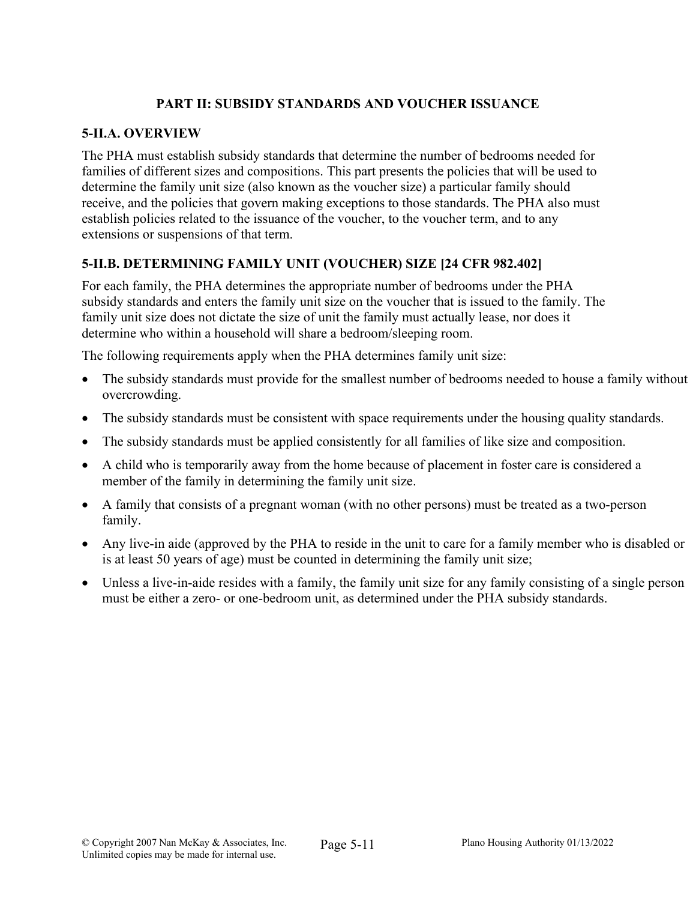## PART II: SUBSIDY STANDARDS AND VOUCHER ISSUANCE

### 5-II.A. OVERVIEW

The PHA must establish subsidy standards that determine the number of bedrooms needed for families of different sizes and compositions. This part presents the policies that will be used to determine the family unit size (also known as the voucher size) a particular family should receive, and the policies that govern making exceptions to those standards. The PHA also must establish policies related to the issuance of the voucher, to the voucher term, and to any extensions or suspensions of that term.

### 5-II.B. DETERMINING FAMILY UNIT (VOUCHER) SIZE [24 CFR 982.402]

For each family, the PHA determines the appropriate number of bedrooms under the PHA subsidy standards and enters the family unit size on the voucher that is issued to the family. The family unit size does not dictate the size of unit the family must actually lease, nor does it determine who within a household will share a bedroom/sleeping room.

The following requirements apply when the PHA determines family unit size:

- The subsidy standards must provide for the smallest number of bedrooms needed to house a family without overcrowding.
- The subsidy standards must be consistent with space requirements under the housing quality standards.
- The subsidy standards must be applied consistently for all families of like size and composition.
- A child who is temporarily away from the home because of placement in foster care is considered a member of the family in determining the family unit size.
- A family that consists of a pregnant woman (with no other persons) must be treated as a two-person family.
- Any live-in aide (approved by the PHA to reside in the unit to care for a family member who is disabled or is at least 50 years of age) must be counted in determining the family unit size;
- Unless a live-in-aide resides with a family, the family unit size for any family consisting of a single person must be either a zero- or one-bedroom unit, as determined under the PHA subsidy standards.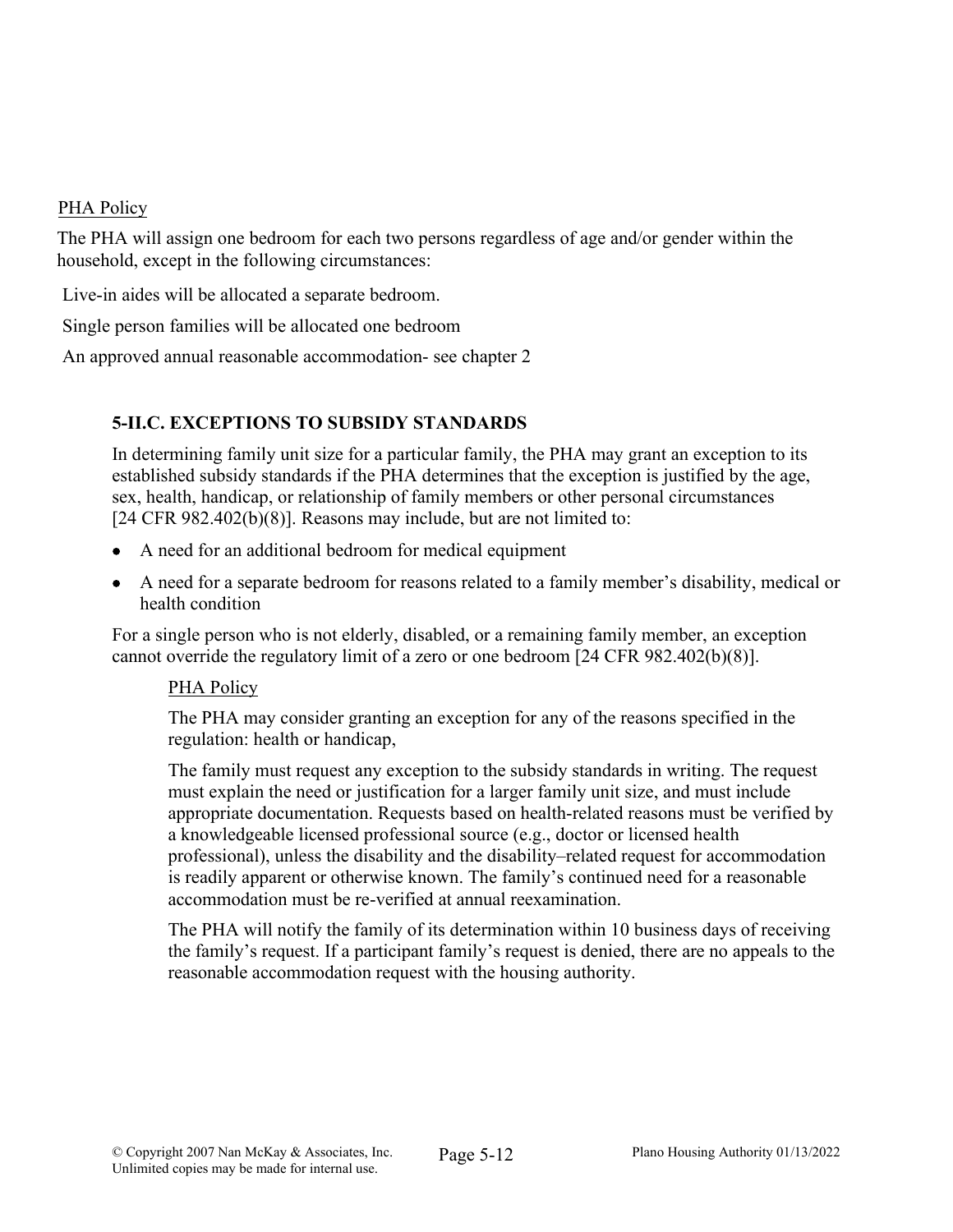PHA Policy

The PHA will assign one bedroom for each two persons regardless of age and/or gender within the household, except in the following circumstances:

Live-in aides will be allocated a separate bedroom.

Single person families will be allocated one bedroom

An approved annual reasonable accommodation- see chapter 2

### 5-II.C. EXCEPTIONS TO SUBSIDY STANDARDS

In determining family unit size for a particular family, the PHA may grant an exception to its established subsidy standards if the PHA determines that the exception is justified by the age, sex, health, handicap, or relationship of family members or other personal circumstances [24 CFR 982.402(b)(8)]. Reasons may include, but are not limited to:

- A need for an additional bedroom for medical equipment
- A need for a separate bedroom for reasons related to a family member's disability, medical or health condition

For a single person who is not elderly, disabled, or a remaining family member, an exception cannot override the regulatory limit of a zero or one bedroom [24 CFR 982.402(b)(8)].

PHA Policy

The PHA may consider granting an exception for any of the reasons specified in the regulation: health or handicap,

The family must request any exception to the subsidy standards in writing. The request must explain the need or justification for a larger family unit size, and must include appropriate documentation. Requests based on health-related reasons must be verified by a knowledgeable licensed professional source (e.g., doctor or licensed health professional), unless the disability and the disability–related request for accommodation is readily apparent or otherwise known. The family's continued need for a reasonable accommodation must be re-verified at annual reexamination.

The PHA will notify the family of its determination within 10 business days of receiving the family's request. If a participant family's request is denied, there are no appeals to the reasonable accommodation request with the housing authority.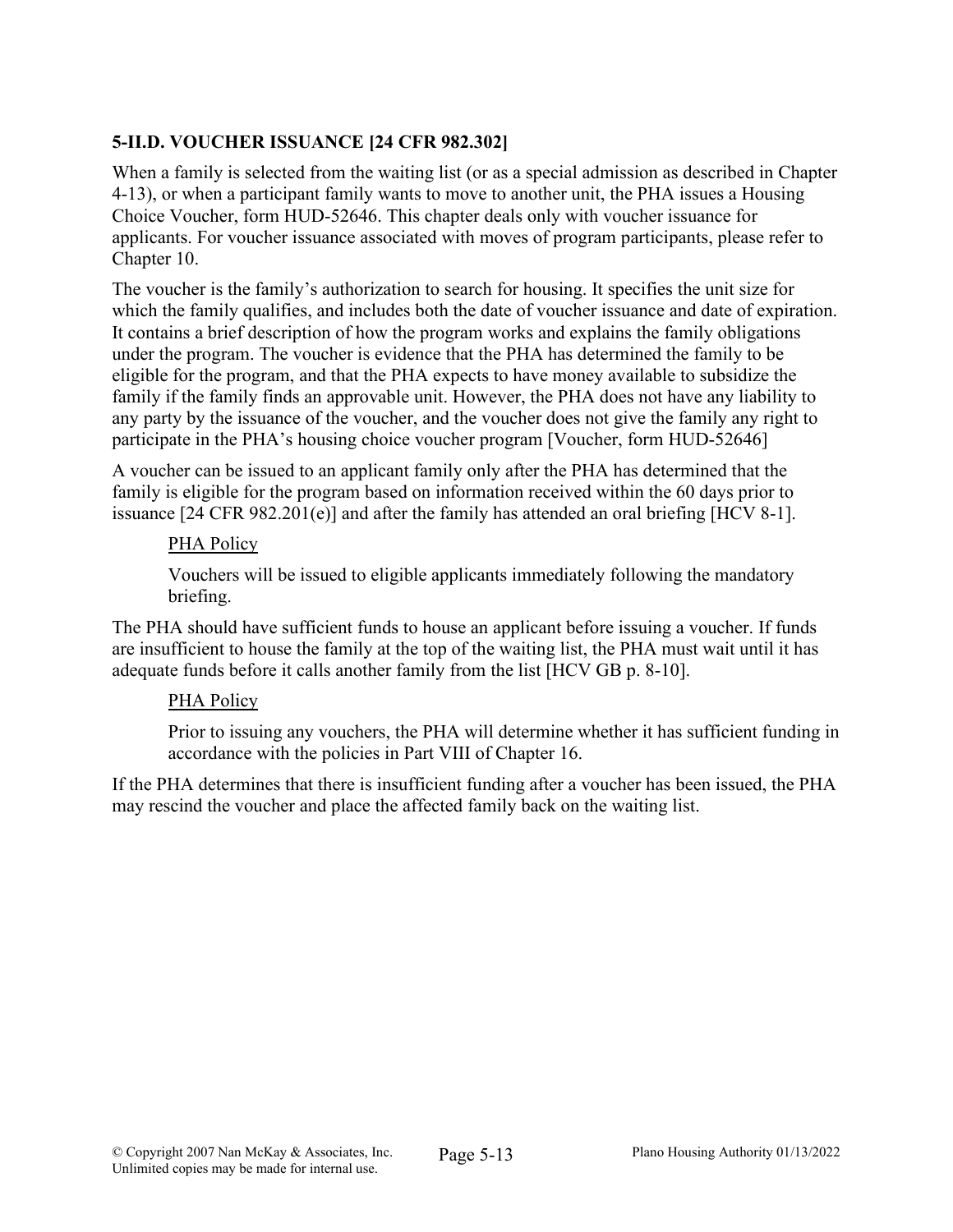### 5-II.D. VOUCHER ISSUANCE [24 CFR 982.302]

When a family is selected from the waiting list (or as a special admission as described in Chapter 4-13), or when a participant family wants to move to another unit, the PHA issues a Housing Choice Voucher, form HUD-52646. This chapter deals only with voucher issuance for applicants. For voucher issuance associated with moves of program participants, please refer to Chapter 10.

The voucher is the family's authorization to search for housing. It specifies the unit size for which the family qualifies, and includes both the date of voucher issuance and date of expiration. It contains a brief description of how the program works and explains the family obligations under the program. The voucher is evidence that the PHA has determined the family to be eligible for the program, and that the PHA expects to have money available to subsidize the family if the family finds an approvable unit. However, the PHA does not have any liability to any party by the issuance of the voucher, and the voucher does not give the family any right to participate in the PHA's housing choice voucher program [Voucher, form HUD-52646]

A voucher can be issued to an applicant family only after the PHA has determined that the family is eligible for the program based on information received within the 60 days prior to issuance [24 CFR 982.201(e)] and after the family has attended an oral briefing [HCV 8-1].

> PHA Policy
>
> Vouchers will be issued to eligible applicants immediately following the mandatory briefing.

The PHA should have sufficient funds to house an applicant before issuing a voucher. If funds are insufficient to house the family at the top of the waiting list, the PHA must wait until it has adequate funds before it calls another family from the list [HCV GB p. 8-10].

> PHA Policy
>
> Prior to issuing any vouchers, the PHA will determine whether it has sufficient funding in accordance with the policies in Part VIII of Chapter 16.

If the PHA determines that there is insufficient funding after a voucher has been issued, the PHA may rescind the voucher and place the affected family back on the waiting list.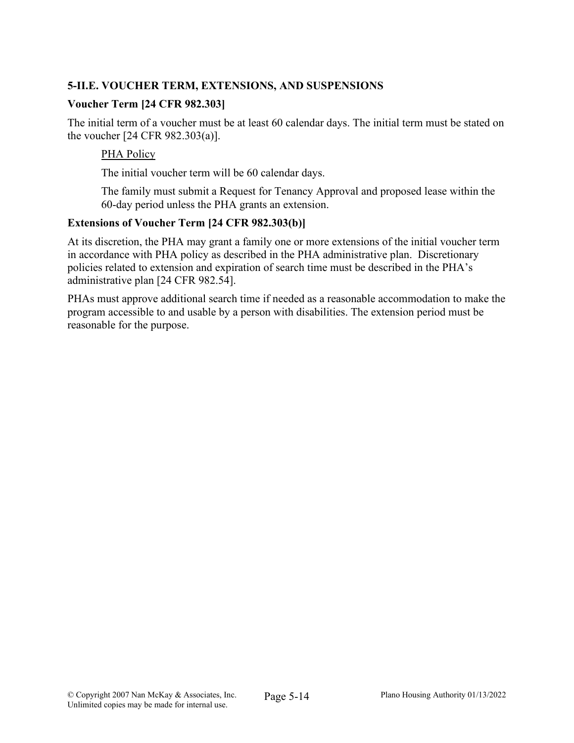### 5-II.E. VOUCHER TERM, EXTENSIONS, AND SUSPENSIONS

**Voucher Term [24 CFR 982.303]**

The initial term of a voucher must be at least 60 calendar days. The initial term must be stated on the voucher [24 CFR 982.303(a)].

> PHA Policy
>
> The initial voucher term will be 60 calendar days.
>
> The family must submit a Request for Tenancy Approval and proposed lease within the 60-day period unless the PHA grants an extension.

**Extensions of Voucher Term [24 CFR 982.303(b)]**

At its discretion, the PHA may grant a family one or more extensions of the initial voucher term in accordance with PHA policy as described in the PHA administrative plan. Discretionary policies related to extension and expiration of search time must be described in the PHA's administrative plan [24 CFR 982.54].

PHAs must approve additional search time if needed as a reasonable accommodation to make the program accessible to and usable by a person with disabilities. The extension period must be reasonable for the purpose.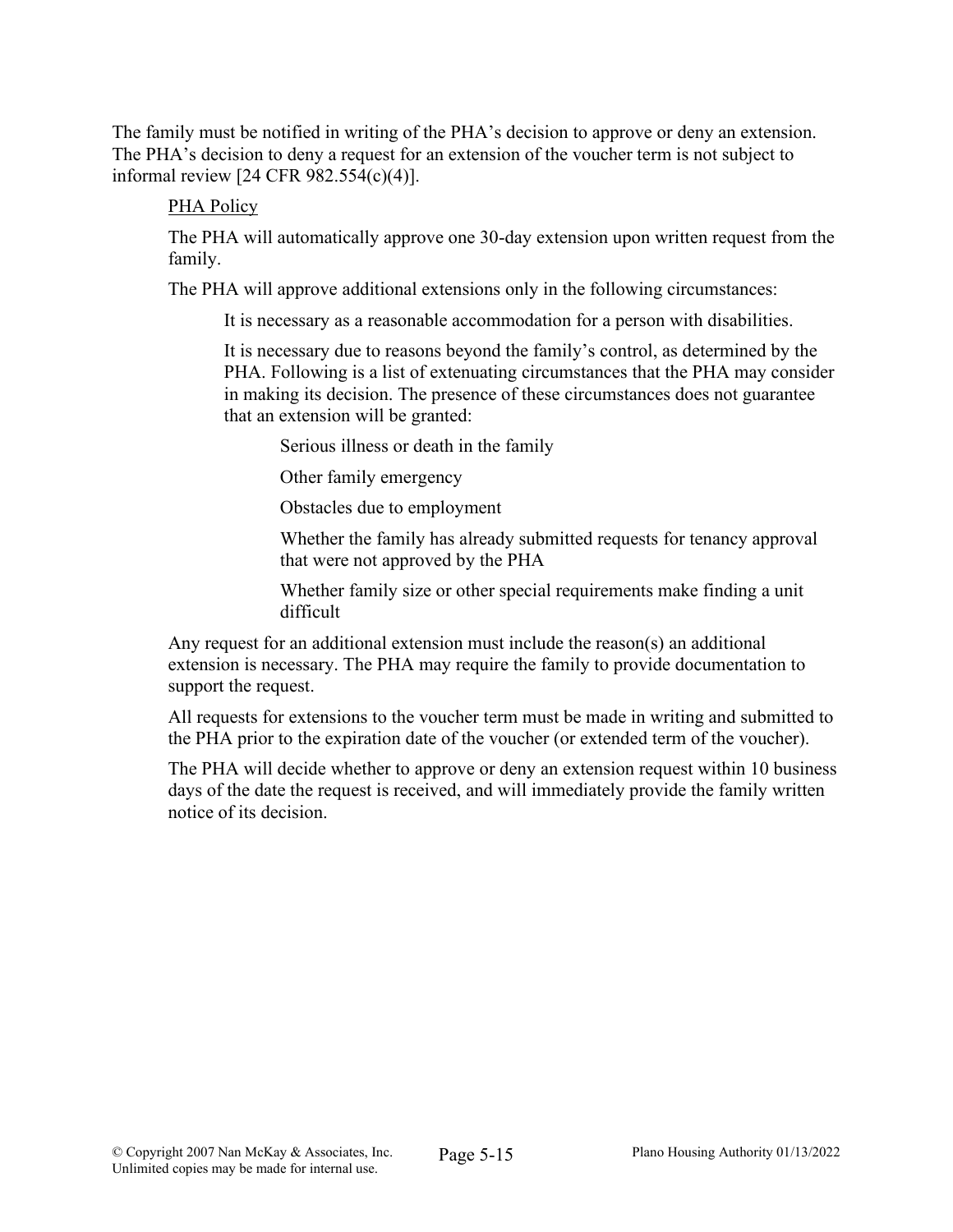The family must be notified in writing of the PHA's decision to approve or deny an extension. The PHA's decision to deny a request for an extension of the voucher term is not subject to informal review [24 CFR 982.554(c)(4)].

PHA Policy

The PHA will automatically approve one 30-day extension upon written request from the family.

The PHA will approve additional extensions only in the following circumstances:

It is necessary as a reasonable accommodation for a person with disabilities.

It is necessary due to reasons beyond the family's control, as determined by the PHA. Following is a list of extenuating circumstances that the PHA may consider in making its decision. The presence of these circumstances does not guarantee that an extension will be granted:

Serious illness or death in the family

Other family emergency

Obstacles due to employment

Whether the family has already submitted requests for tenancy approval that were not approved by the PHA

Whether family size or other special requirements make finding a unit difficult

Any request for an additional extension must include the reason(s) an additional extension is necessary. The PHA may require the family to provide documentation to support the request.

All requests for extensions to the voucher term must be made in writing and submitted to the PHA prior to the expiration date of the voucher (or extended term of the voucher).

The PHA will decide whether to approve or deny an extension request within 10 business days of the date the request is received, and will immediately provide the family written notice of its decision.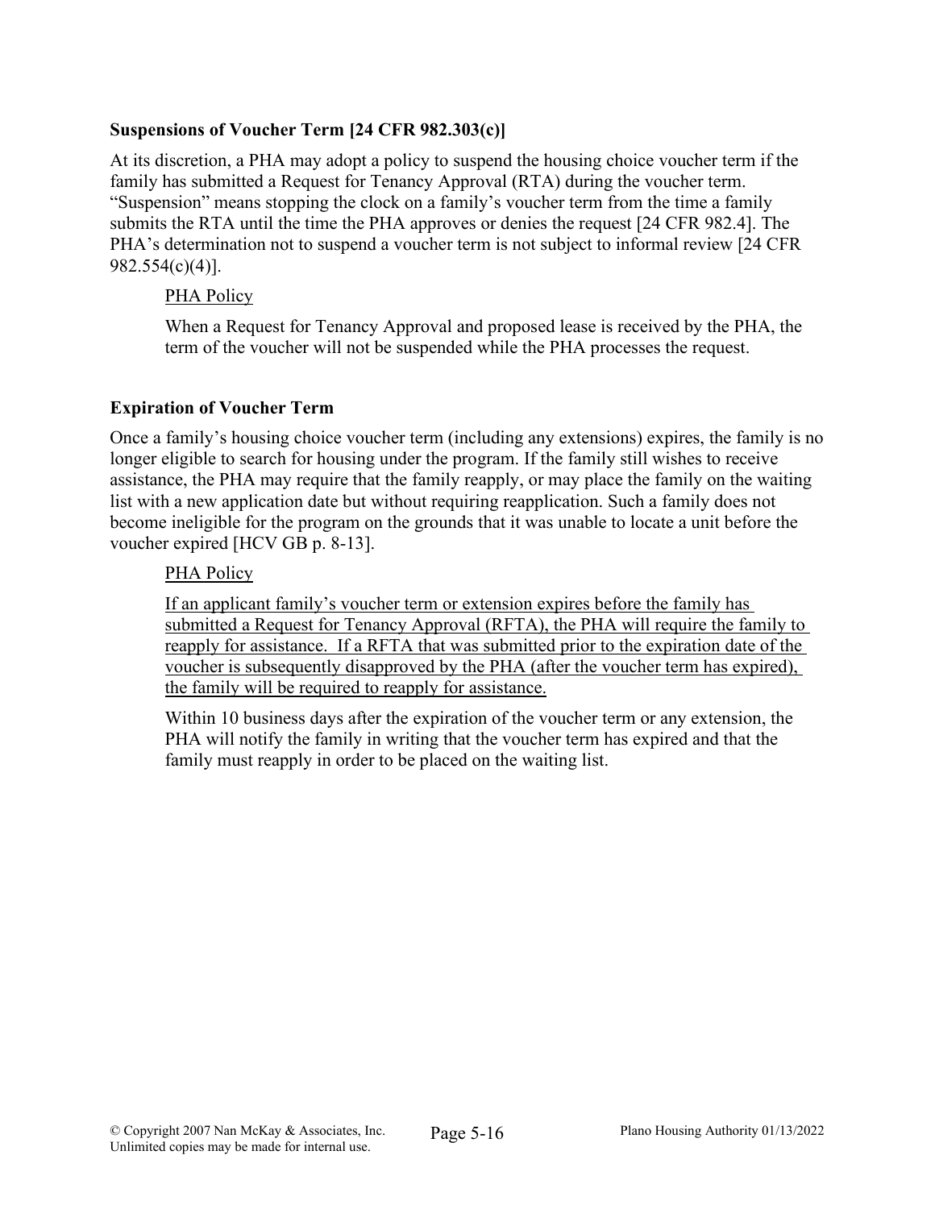**Suspensions of Voucher Term [24 CFR 982.303(c)]**

At its discretion, a PHA may adopt a policy to suspend the housing choice voucher term if the family has submitted a Request for Tenancy Approval (RTA) during the voucher term. "Suspension" means stopping the clock on a family's voucher term from the time a family submits the RTA until the time the PHA approves or denies the request [24 CFR 982.4]. The PHA's determination not to suspend a voucher term is not subject to informal review [24 CFR 982.554(c)(4)].

> PHA Policy
>
> When a Request for Tenancy Approval and proposed lease is received by the PHA, the term of the voucher will not be suspended while the PHA processes the request.

**Expiration of Voucher Term**

Once a family's housing choice voucher term (including any extensions) expires, the family is no longer eligible to search for housing under the program. If the family still wishes to receive assistance, the PHA may require that the family reapply, or may place the family on the waiting list with a new application date but without requiring reapplication. Such a family does not become ineligible for the program on the grounds that it was unable to locate a unit before the voucher expired [HCV GB p. 8-13].

> PHA Policy
>
> If an applicant family's voucher term or extension expires before the family has submitted a Request for Tenancy Approval (RFTA), the PHA will require the family to reapply for assistance. If a RFTA that was submitted prior to the expiration date of the voucher is subsequently disapproved by the PHA (after the voucher term has expired), the family will be required to reapply for assistance.
>
> Within 10 business days after the expiration of the voucher term or any extension, the PHA will notify the family in writing that the voucher term has expired and that the family must reapply in order to be placed on the waiting list.